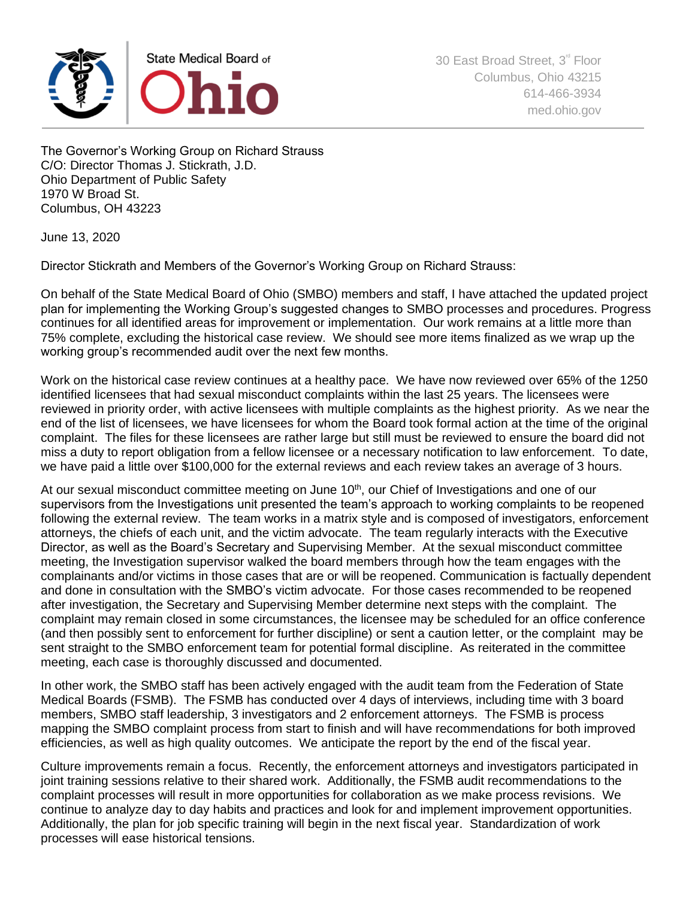State Medical Board of Ohio

30 East Broad Street, 3rd Floor
Columbus, Ohio 43215
614-466-3934
med.ohio.gov

The Governor's Working Group on Richard Strauss
C/O: Director Thomas J. Stickrath, J.D.
Ohio Department of Public Safety
1970 W Broad St.
Columbus, OH 43223

June 13, 2020

Director Stickrath and Members of the Governor's Working Group on Richard Strauss:

On behalf of the State Medical Board of Ohio (SMBO) members and staff, I have attached the updated project plan for implementing the Working Group's suggested changes to SMBO processes and procedures. Progress continues for all identified areas for improvement or implementation. Our work remains at a little more than 75% complete, excluding the historical case review. We should see more items finalized as we wrap up the working group's recommended audit over the next few months.

Work on the historical case review continues at a healthy pace. We have now reviewed over 65% of the 1250 identified licensees that had sexual misconduct complaints within the last 25 years. The licensees were reviewed in priority order, with active licensees with multiple complaints as the highest priority. As we near the end of the list of licensees, we have licensees for whom the Board took formal action at the time of the original complaint. The files for these licensees are rather large but still must be reviewed to ensure the board did not miss a duty to report obligation from a fellow licensee or a necessary notification to law enforcement. To date, we have paid a little over $100,000 for the external reviews and each review takes an average of 3 hours.

At our sexual misconduct committee meeting on June 10th, our Chief of Investigations and one of our supervisors from the Investigations unit presented the team's approach to working complaints to be reopened following the external review. The team works in a matrix style and is composed of investigators, enforcement attorneys, the chiefs of each unit, and the victim advocate. The team regularly interacts with the Executive Director, as well as the Board's Secretary and Supervising Member. At the sexual misconduct committee meeting, the Investigation supervisor walked the board members through how the team engages with the complainants and/or victims in those cases that are or will be reopened. Communication is factually dependent and done in consultation with the SMBO's victim advocate. For those cases recommended to be reopened after investigation, the Secretary and Supervising Member determine next steps with the complaint. The complaint may remain closed in some circumstances, the licensee may be scheduled for an office conference (and then possibly sent to enforcement for further discipline) or sent a caution letter, or the complaint may be sent straight to the SMBO enforcement team for potential formal discipline. As reiterated in the committee meeting, each case is thoroughly discussed and documented.

In other work, the SMBO staff has been actively engaged with the audit team from the Federation of State Medical Boards (FSMB). The FSMB has conducted over 4 days of interviews, including time with 3 board members, SMBO staff leadership, 3 investigators and 2 enforcement attorneys. The FSMB is process mapping the SMBO complaint process from start to finish and will have recommendations for both improved efficiencies, as well as high quality outcomes. We anticipate the report by the end of the fiscal year.

Culture improvements remain a focus. Recently, the enforcement attorneys and investigators participated in joint training sessions relative to their shared work. Additionally, the FSMB audit recommendations to the complaint processes will result in more opportunities for collaboration as we make process revisions. We continue to analyze day to day habits and practices and look for and implement improvement opportunities. Additionally, the plan for job specific training will begin in the next fiscal year. Standardization of work processes will ease historical tensions.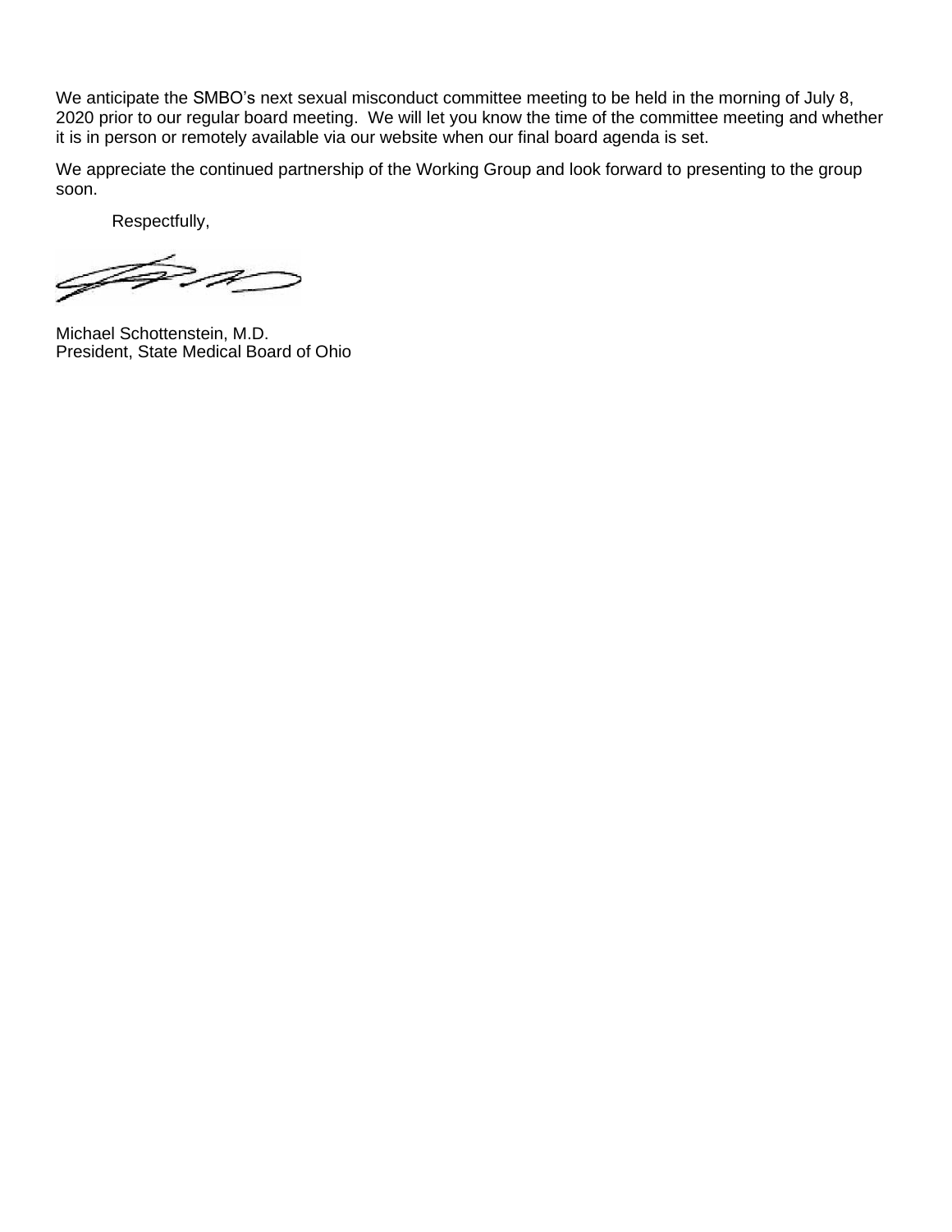We anticipate the SMBO's next sexual misconduct committee meeting to be held in the morning of July 8, 2020 prior to our regular board meeting. We will let you know the time of the committee meeting and whether it is in person or remotely available via our website when our final board agenda is set.

We appreciate the continued partnership of the Working Group and look forward to presenting to the group soon.

Respectfully,

Michael Schottenstein, M.D.
President, State Medical Board of Ohio